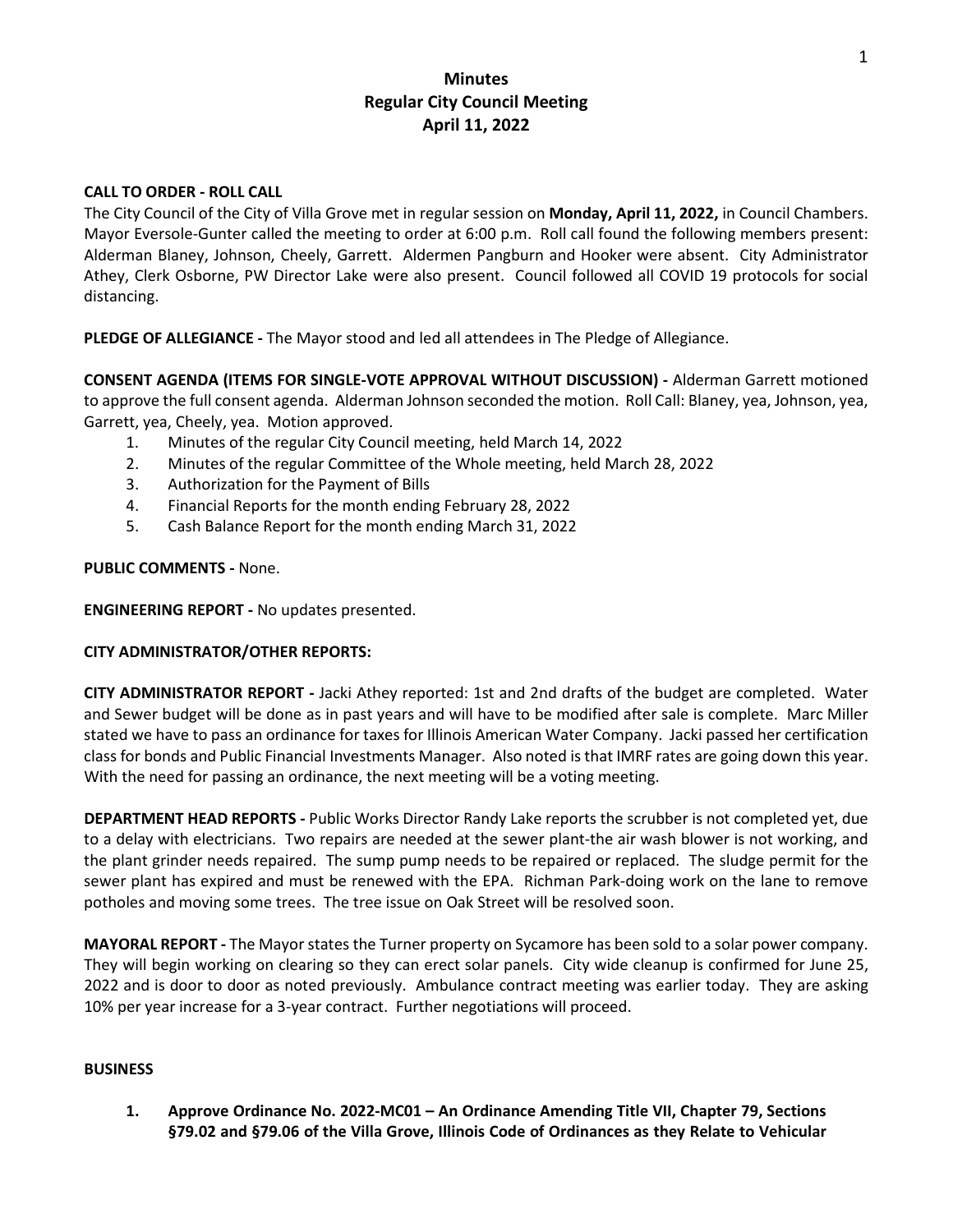# Minutes
## Regular City Council Meeting
## April 11, 2022

**CALL TO ORDER - ROLL CALL**

The City Council of the City of Villa Grove met in regular session on **Monday, April 11, 2022,** in Council Chambers. Mayor Eversole-Gunter called the meeting to order at 6:00 p.m. Roll call found the following members present: Alderman Blaney, Johnson, Cheely, Garrett. Aldermen Pangburn and Hooker were absent. City Administrator Athey, Clerk Osborne, PW Director Lake were also present. Council followed all COVID 19 protocols for social distancing.

**PLEDGE OF ALLEGIANCE -** The Mayor stood and led all attendees in The Pledge of Allegiance.

**CONSENT AGENDA (ITEMS FOR SINGLE-VOTE APPROVAL WITHOUT DISCUSSION) -** Alderman Garrett motioned to approve the full consent agenda. Alderman Johnson seconded the motion. Roll Call: Blaney, yea, Johnson, yea, Garrett, yea, Cheely, yea. Motion approved.

1. Minutes of the regular City Council meeting, held March 14, 2022
2. Minutes of the regular Committee of the Whole meeting, held March 28, 2022
3. Authorization for the Payment of Bills
4. Financial Reports for the month ending February 28, 2022
5. Cash Balance Report for the month ending March 31, 2022

**PUBLIC COMMENTS -** None.

**ENGINEERING REPORT -** No updates presented.

**CITY ADMINISTRATOR/OTHER REPORTS:**

**CITY ADMINISTRATOR REPORT -** Jacki Athey reported: 1st and 2nd drafts of the budget are completed. Water and Sewer budget will be done as in past years and will have to be modified after sale is complete. Marc Miller stated we have to pass an ordinance for taxes for Illinois American Water Company. Jacki passed her certification class for bonds and Public Financial Investments Manager. Also noted is that IMRF rates are going down this year. With the need for passing an ordinance, the next meeting will be a voting meeting.

**DEPARTMENT HEAD REPORTS -** Public Works Director Randy Lake reports the scrubber is not completed yet, due to a delay with electricians. Two repairs are needed at the sewer plant-the air wash blower is not working, and the plant grinder needs repaired. The sump pump needs to be repaired or replaced. The sludge permit for the sewer plant has expired and must be renewed with the EPA. Richman Park-doing work on the lane to remove potholes and moving some trees. The tree issue on Oak Street will be resolved soon.

**MAYORAL REPORT -** The Mayor states the Turner property on Sycamore has been sold to a solar power company. They will begin working on clearing so they can erect solar panels. City wide cleanup is confirmed for June 25, 2022 and is door to door as noted previously. Ambulance contract meeting was earlier today. They are asking 10% per year increase for a 3-year contract. Further negotiations will proceed.

**BUSINESS**

1. **Approve Ordinance No. 2022-MC01 – An Ordinance Amending Title VII, Chapter 79, Sections §79.02 and §79.06 of the Villa Grove, Illinois Code of Ordinances as they Relate to Vehicular**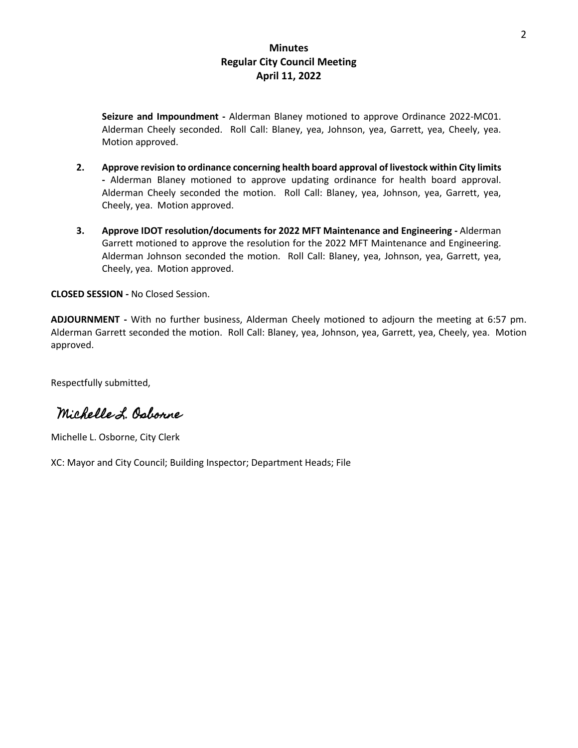**Minutes**
**Regular City Council Meeting**
**April 11, 2022**

**Seizure and Impoundment -** Alderman Blaney motioned to approve Ordinance 2022-MC01. Alderman Cheely seconded. Roll Call: Blaney, yea, Johnson, yea, Garrett, yea, Cheely, yea. Motion approved.

2. **Approve revision to ordinance concerning health board approval of livestock within City limits -** Alderman Blaney motioned to approve updating ordinance for health board approval. Alderman Cheely seconded the motion. Roll Call: Blaney, yea, Johnson, yea, Garrett, yea, Cheely, yea. Motion approved.

3. **Approve IDOT resolution/documents for 2022 MFT Maintenance and Engineering -** Alderman Garrett motioned to approve the resolution for the 2022 MFT Maintenance and Engineering. Alderman Johnson seconded the motion. Roll Call: Blaney, yea, Johnson, yea, Garrett, yea, Cheely, yea. Motion approved.

**CLOSED SESSION -** No Closed Session.

**ADJOURNMENT -** With no further business, Alderman Cheely motioned to adjourn the meeting at 6:57 pm. Alderman Garrett seconded the motion. Roll Call: Blaney, yea, Johnson, yea, Garrett, yea, Cheely, yea. Motion approved.

Respectfully submitted,

*Michelle L. Osborne*

Michelle L. Osborne, City Clerk

XC: Mayor and City Council; Building Inspector; Department Heads; File